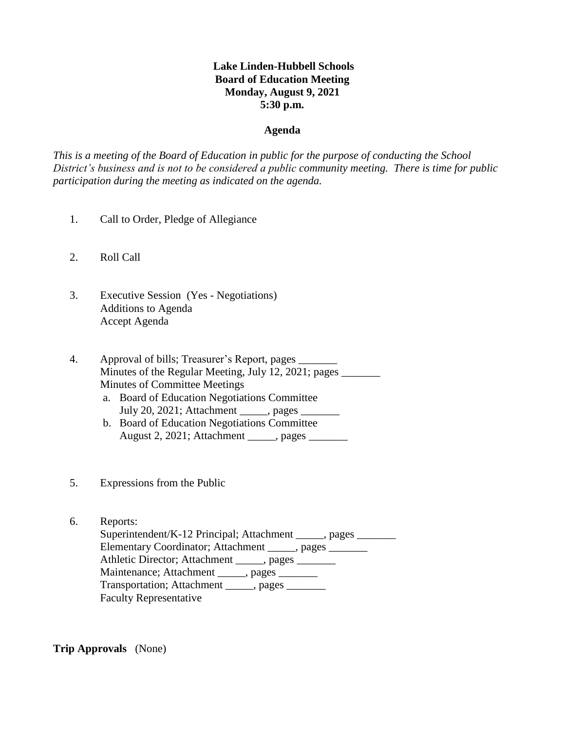**Lake Linden-Hubbell Schools**
**Board of Education Meeting**
**Monday, August 9, 2021**
**5:30 p.m.**

**Agenda**

*This is a meeting of the Board of Education in public for the purpose of conducting the School District's business and is not to be considered a public community meeting. There is time for public participation during the meeting as indicated on the agenda.*

1. Call to Order, Pledge of Allegiance

2. Roll Call

3. Executive Session (Yes - Negotiations)
   Additions to Agenda
   Accept Agenda

4. Approval of bills; Treasurer's Report, pages _______
   Minutes of the Regular Meeting, July 12, 2021; pages _______
   Minutes of Committee Meetings
   a. Board of Education Negotiations Committee
      July 20, 2021; Attachment _____, pages _______
   b. Board of Education Negotiations Committee
      August 2, 2021; Attachment _____, pages _______

5. Expressions from the Public

6. Reports:
   Superintendent/K-12 Principal; Attachment _____, pages _______
   Elementary Coordinator; Attachment _____, pages _______
   Athletic Director; Attachment _____, pages _______
   Maintenance; Attachment _____, pages _______
   Transportation; Attachment _____, pages _______
   Faculty Representative

**Trip Approvals** (None)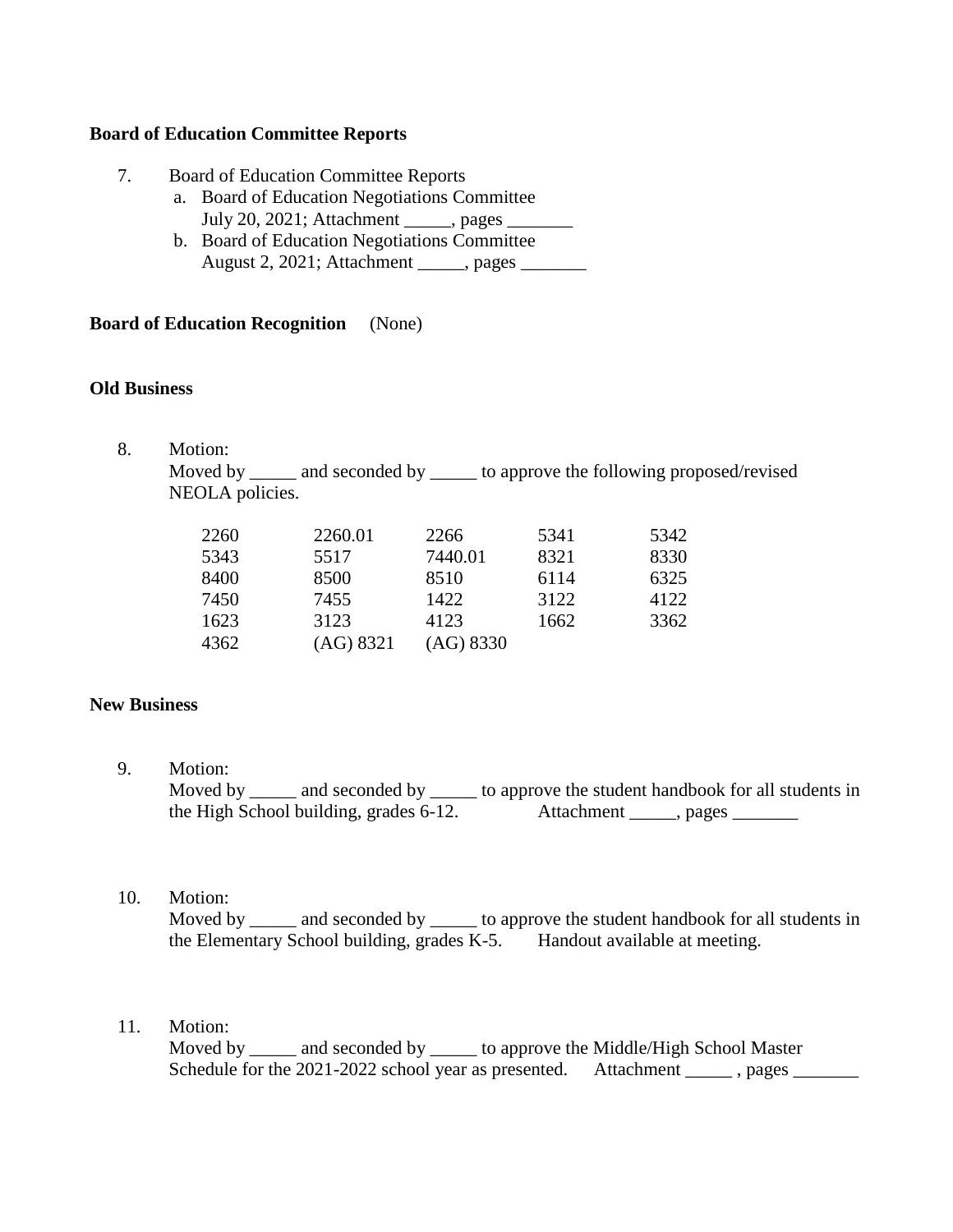**Board of Education Committee Reports**

7. Board of Education Committee Reports
   a. Board of Education Negotiations Committee
      July 20, 2021; Attachment _____, pages _______
   b. Board of Education Negotiations Committee
      August 2, 2021; Attachment _____, pages _______

**Board of Education Recognition** (None)

**Old Business**

8. Motion:
   Moved by _____ and seconded by _____ to approve the following proposed/revised NEOLA policies.

| | | | | |
|---|---|---|---|---|
| 2260 | 2260.01 | 2266 | 5341 | 5342 |
| 5343 | 5517 | 7440.01 | 8321 | 8330 |
| 8400 | 8500 | 8510 | 6114 | 6325 |
| 7450 | 7455 | 1422 | 3122 | 4122 |
| 1623 | 3123 | 4123 | 1662 | 3362 |
| 4362 | (AG) 8321 | (AG) 8330 | | |

**New Business**

9. Motion:
   Moved by _____ and seconded by _____ to approve the student handbook for all students in the High School building, grades 6-12. Attachment _____, pages _______

10. Motion:
    Moved by _____ and seconded by _____ to approve the student handbook for all students in the Elementary School building, grades K-5. Handout available at meeting.

11. Motion:
    Moved by _____ and seconded by _____ to approve the Middle/High School Master Schedule for the 2021-2022 school year as presented. Attachment _____ , pages _______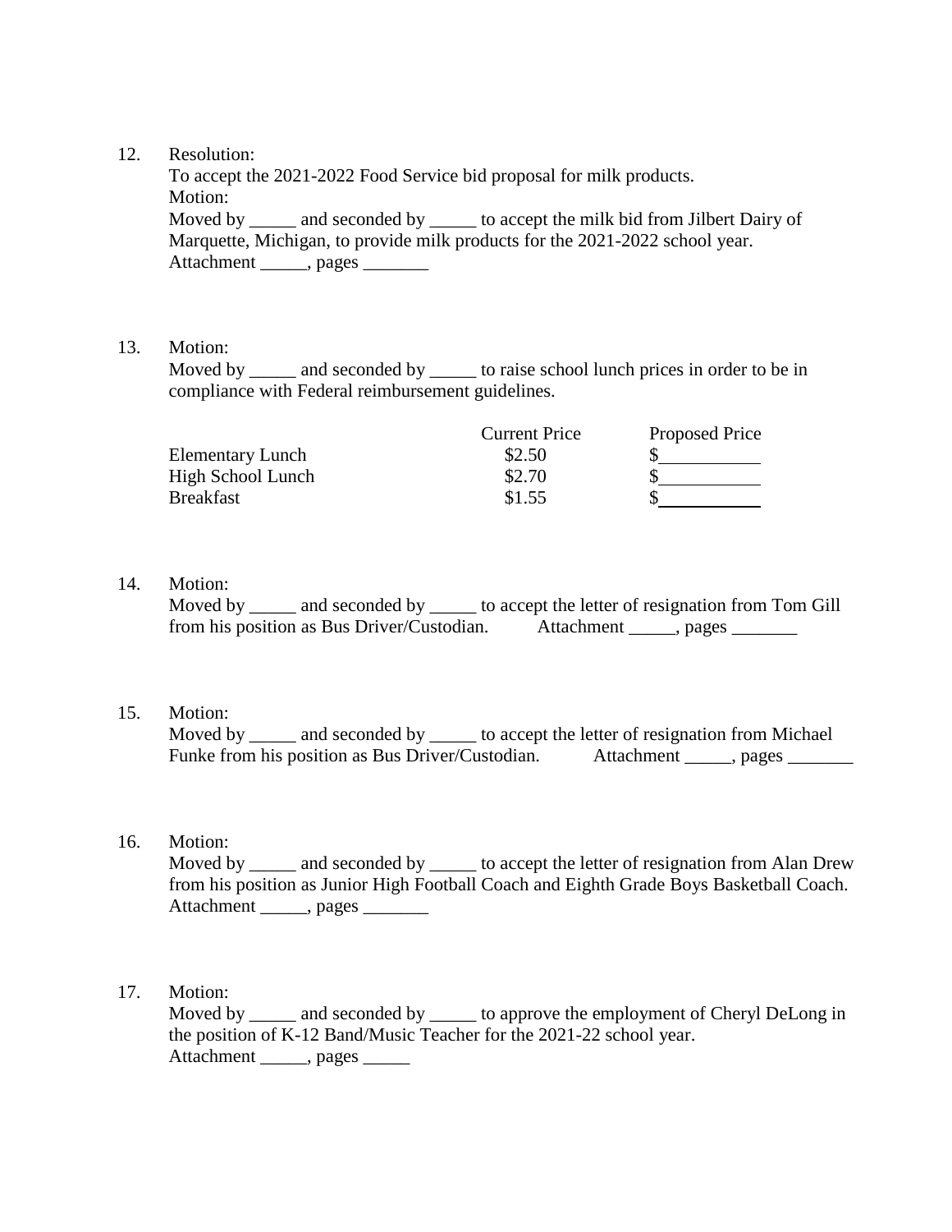12. Resolution:
    To accept the 2021-2022 Food Service bid proposal for milk products.
    Motion:
    Moved by _____ and seconded by _____ to accept the milk bid from Jilbert Dairy of Marquette, Michigan, to provide milk products for the 2021-2022 school year.
    Attachment _____, pages _______

13. Motion:
    Moved by _____ and seconded by _____ to raise school lunch prices in order to be in compliance with Federal reimbursement guidelines.

| | Current Price | Proposed Price |
|---|---|---|
| Elementary Lunch | $2.50 | $__________ |
| High School Lunch | $2.70 | $__________ |
| Breakfast | $1.55 | $__________ |

14. Motion:
    Moved by _____ and seconded by _____ to accept the letter of resignation from Tom Gill from his position as Bus Driver/Custodian. Attachment _____, pages _______

15. Motion:
    Moved by _____ and seconded by _____ to accept the letter of resignation from Michael Funke from his position as Bus Driver/Custodian. Attachment _____, pages _______

16. Motion:
    Moved by _____ and seconded by _____ to accept the letter of resignation from Alan Drew from his position as Junior High Football Coach and Eighth Grade Boys Basketball Coach.
    Attachment _____, pages _______

17. Motion:
    Moved by _____ and seconded by _____ to approve the employment of Cheryl DeLong in the position of K-12 Band/Music Teacher for the 2021-22 school year.
    Attachment _____, pages _____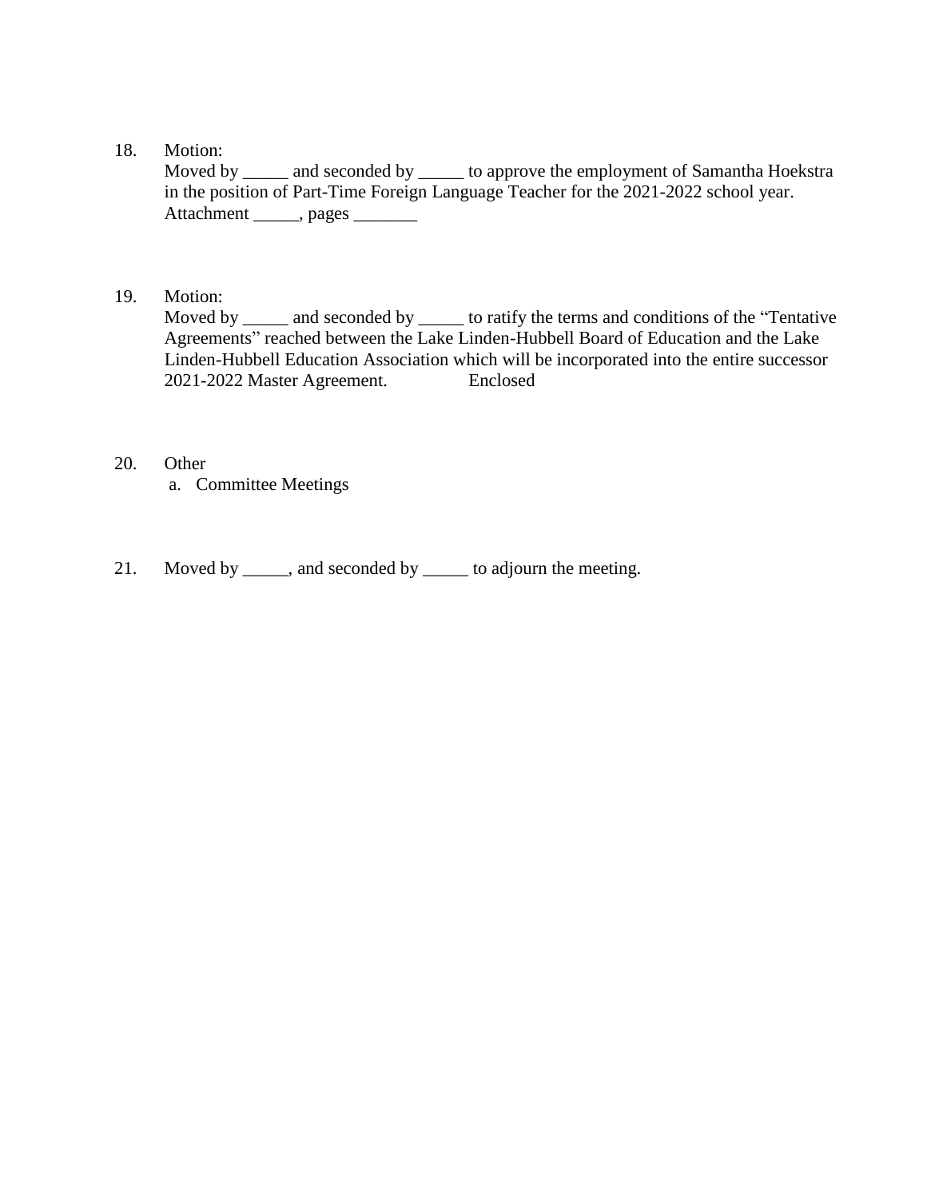18. Motion:
    Moved by _____ and seconded by _____ to approve the employment of Samantha Hoekstra in the position of Part-Time Foreign Language Teacher for the 2021-2022 school year.
    Attachment _____, pages _______

19. Motion:
    Moved by _____ and seconded by _____ to ratify the terms and conditions of the "Tentative Agreements" reached between the Lake Linden-Hubbell Board of Education and the Lake Linden-Hubbell Education Association which will be incorporated into the entire successor 2021-2022 Master Agreement. Enclosed

20. Other
    a. Committee Meetings

21. Moved by _____, and seconded by _____ to adjourn the meeting.